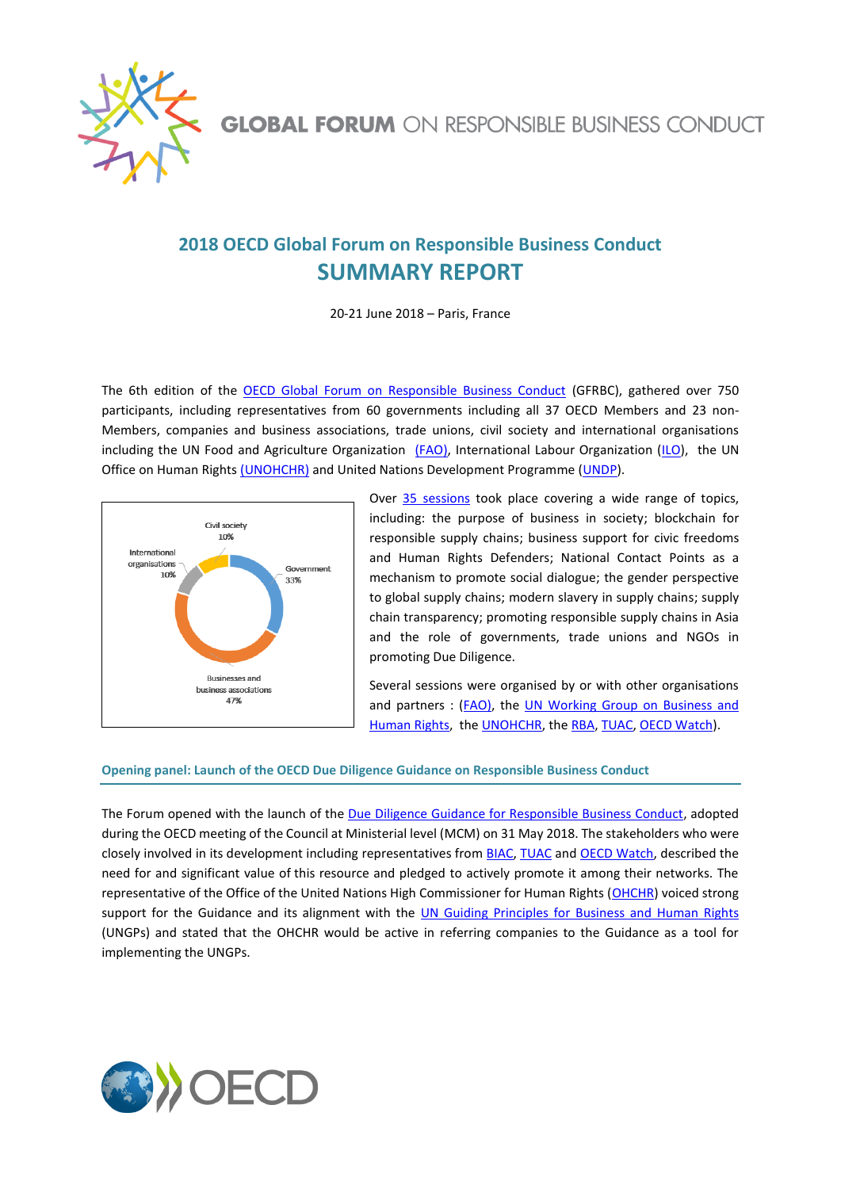GLOBAL FORUM ON RESPONSIBLE BUSINESS CONDUCT

# 2018 OECD Global Forum on Responsible Business Conduct
# SUMMARY REPORT

20-21 June 2018 – Paris, France

The 6th edition of the OECD Global Forum on Responsible Business Conduct (GFRBC), gathered over 750 participants, including representatives from 60 governments including all 37 OECD Members and 23 non-Members, companies and business associations, trade unions, civil society and international organisations including the UN Food and Agriculture Organization (FAO), International Labour Organization (ILO), the UN Office on Human Rights (UNOHCHR) and United Nations Development Programme (UNDP).

Civil society 10%
International organisations 10%
Government 33%
Businesses and business associations 47%

Over 35 sessions took place covering a wide range of topics, including: the purpose of business in society; blockchain for responsible supply chains; business support for civic freedoms and Human Rights Defenders; National Contact Points as a mechanism to promote social dialogue; the gender perspective to global supply chains; modern slavery in supply chains; supply chain transparency; promoting responsible supply chains in Asia and the role of governments, trade unions and NGOs in promoting Due Diligence.

Several sessions were organised by or with other organisations and partners : (FAO), the UN Working Group on Business and Human Rights, the UNOHCHR, the RBA, TUAC, OECD Watch).

## Opening panel: Launch of the OECD Due Diligence Guidance on Responsible Business Conduct

The Forum opened with the launch of the Due Diligence Guidance for Responsible Business Conduct, adopted during the OECD meeting of the Council at Ministerial level (MCM) on 31 May 2018. The stakeholders who were closely involved in its development including representatives from BIAC, TUAC and OECD Watch, described the need for and significant value of this resource and pledged to actively promote it among their networks. The representative of the Office of the United Nations High Commissioner for Human Rights (OHCHR) voiced strong support for the Guidance and its alignment with the UN Guiding Principles for Business and Human Rights (UNGPs) and stated that the OHCHR would be active in referring companies to the Guidance as a tool for implementing the UNGPs.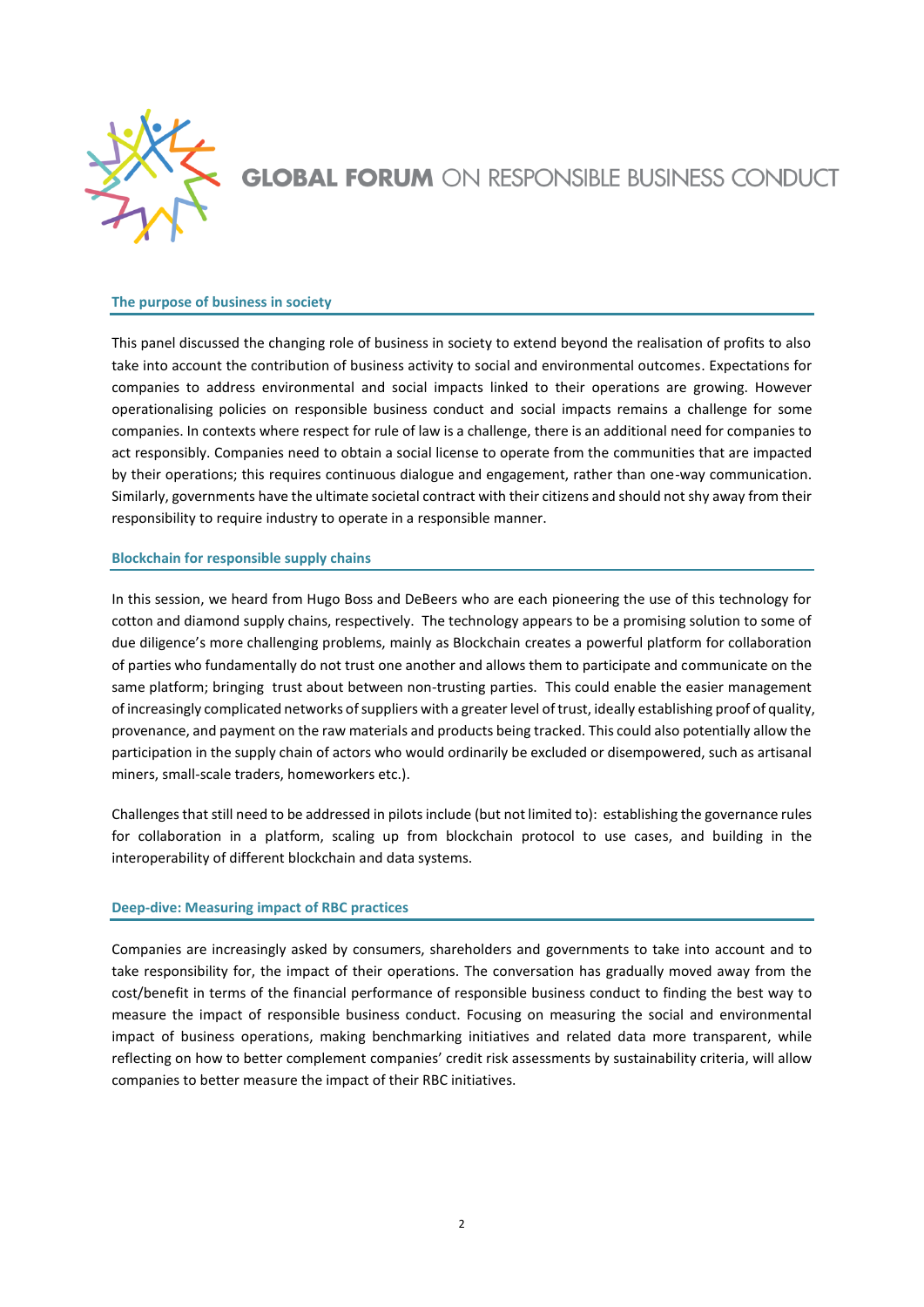# GLOBAL FORUM ON RESPONSIBLE BUSINESS CONDUCT

## The purpose of business in society

This panel discussed the changing role of business in society to extend beyond the realisation of profits to also take into account the contribution of business activity to social and environmental outcomes. Expectations for companies to address environmental and social impacts linked to their operations are growing. However operationalising policies on responsible business conduct and social impacts remains a challenge for some companies. In contexts where respect for rule of law is a challenge, there is an additional need for companies to act responsibly. Companies need to obtain a social license to operate from the communities that are impacted by their operations; this requires continuous dialogue and engagement, rather than one-way communication. Similarly, governments have the ultimate societal contract with their citizens and should not shy away from their responsibility to require industry to operate in a responsible manner.

## Blockchain for responsible supply chains

In this session, we heard from Hugo Boss and DeBeers who are each pioneering the use of this technology for cotton and diamond supply chains, respectively. The technology appears to be a promising solution to some of due diligence's more challenging problems, mainly as Blockchain creates a powerful platform for collaboration of parties who fundamentally do not trust one another and allows them to participate and communicate on the same platform; bringing trust about between non-trusting parties. This could enable the easier management of increasingly complicated networks of suppliers with a greater level of trust, ideally establishing proof of quality, provenance, and payment on the raw materials and products being tracked. This could also potentially allow the participation in the supply chain of actors who would ordinarily be excluded or disempowered, such as artisanal miners, small-scale traders, homeworkers etc.).

Challenges that still need to be addressed in pilots include (but not limited to): establishing the governance rules for collaboration in a platform, scaling up from blockchain protocol to use cases, and building in the interoperability of different blockchain and data systems.

## Deep-dive: Measuring impact of RBC practices

Companies are increasingly asked by consumers, shareholders and governments to take into account and to take responsibility for, the impact of their operations. The conversation has gradually moved away from the cost/benefit in terms of the financial performance of responsible business conduct to finding the best way to measure the impact of responsible business conduct. Focusing on measuring the social and environmental impact of business operations, making benchmarking initiatives and related data more transparent, while reflecting on how to better complement companies' credit risk assessments by sustainability criteria, will allow companies to better measure the impact of their RBC initiatives.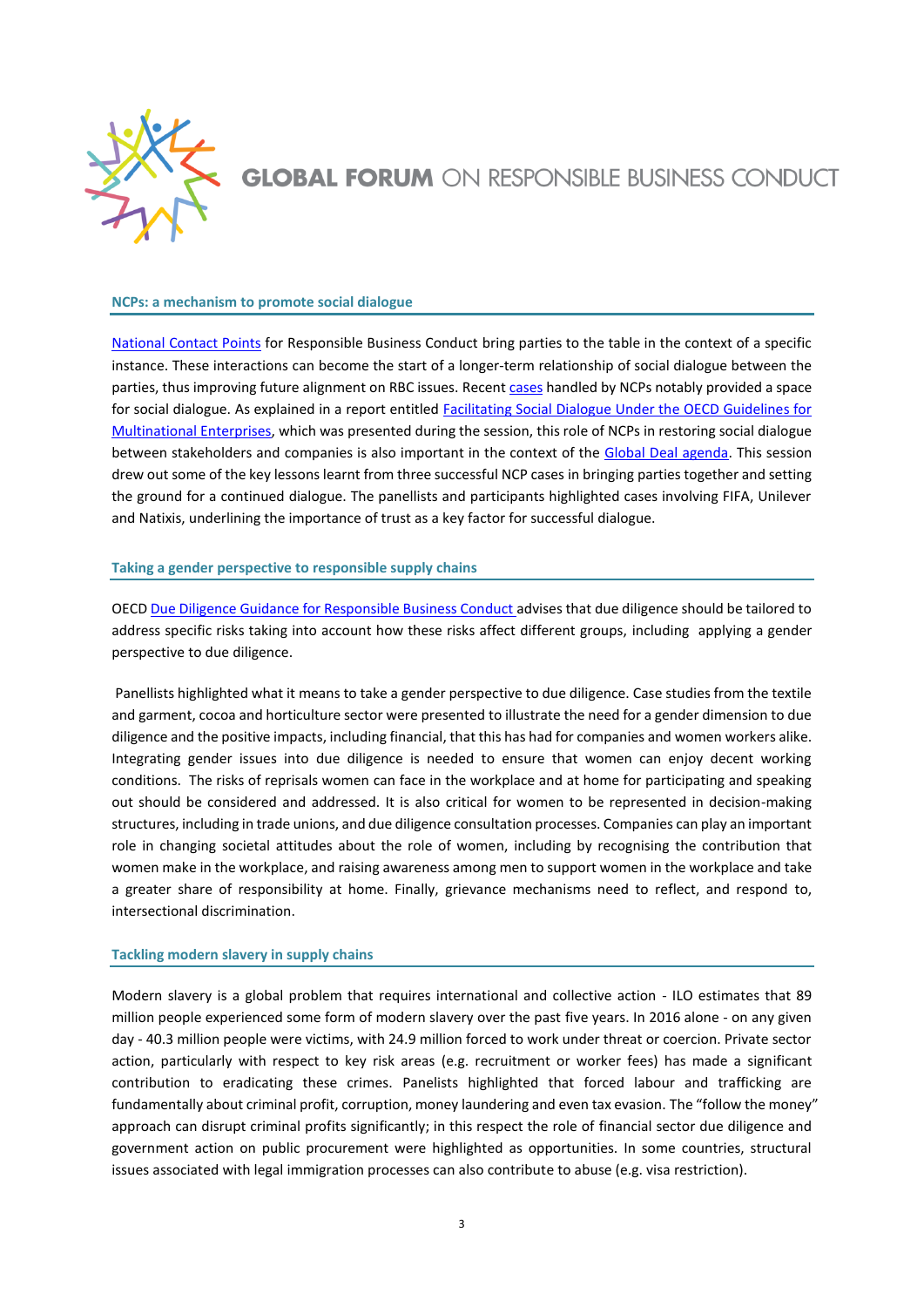## NCPs: a mechanism to promote social dialogue

[National Contact Points](#) for Responsible Business Conduct bring parties to the table in the context of a specific instance. These interactions can become the start of a longer-term relationship of social dialogue between the parties, thus improving future alignment on RBC issues. Recent [cases](#) handled by NCPs notably provided a space for social dialogue. As explained in a report entitled [Facilitating Social Dialogue Under the OECD Guidelines for Multinational Enterprises](#), which was presented during the session, this role of NCPs in restoring social dialogue between stakeholders and companies is also important in the context of the [Global Deal agenda](#). This session drew out some of the key lessons learnt from three successful NCP cases in bringing parties together and setting the ground for a continued dialogue. The panellists and participants highlighted cases involving FIFA, Unilever and Natixis, underlining the importance of trust as a key factor for successful dialogue.

## Taking a gender perspective to responsible supply chains

OECD [Due Diligence Guidance for Responsible Business Conduct](#) advises that due diligence should be tailored to address specific risks taking into account how these risks affect different groups, including applying a gender perspective to due diligence.

Panellists highlighted what it means to take a gender perspective to due diligence. Case studies from the textile and garment, cocoa and horticulture sector were presented to illustrate the need for a gender dimension to due diligence and the positive impacts, including financial, that this has had for companies and women workers alike. Integrating gender issues into due diligence is needed to ensure that women can enjoy decent working conditions. The risks of reprisals women can face in the workplace and at home for participating and speaking out should be considered and addressed. It is also critical for women to be represented in decision-making structures, including in trade unions, and due diligence consultation processes. Companies can play an important role in changing societal attitudes about the role of women, including by recognising the contribution that women make in the workplace, and raising awareness among men to support women in the workplace and take a greater share of responsibility at home. Finally, grievance mechanisms need to reflect, and respond to, intersectional discrimination.

## Tackling modern slavery in supply chains

Modern slavery is a global problem that requires international and collective action - ILO estimates that 89 million people experienced some form of modern slavery over the past five years. In 2016 alone - on any given day - 40.3 million people were victims, with 24.9 million forced to work under threat or coercion. Private sector action, particularly with respect to key risk areas (e.g. recruitment or worker fees) has made a significant contribution to eradicating these crimes. Panelists highlighted that forced labour and trafficking are fundamentally about criminal profit, corruption, money laundering and even tax evasion. The "follow the money" approach can disrupt criminal profits significantly; in this respect the role of financial sector due diligence and government action on public procurement were highlighted as opportunities. In some countries, structural issues associated with legal immigration processes can also contribute to abuse (e.g. visa restriction).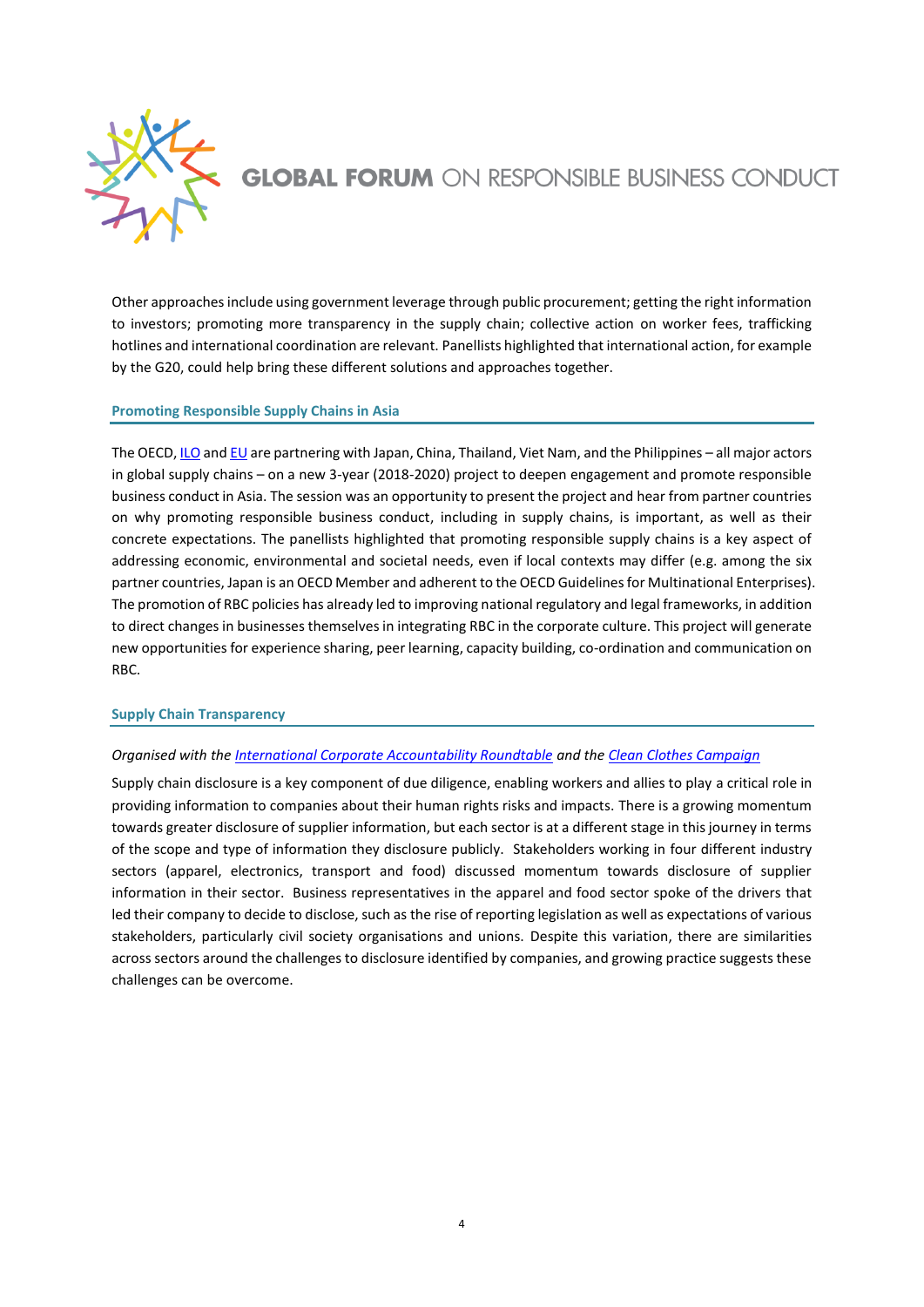Other approaches include using government leverage through public procurement; getting the right information to investors; promoting more transparency in the supply chain; collective action on worker fees, trafficking hotlines and international coordination are relevant. Panellists highlighted that international action, for example by the G20, could help bring these different solutions and approaches together.

## Promoting Responsible Supply Chains in Asia

The OECD, ILO and EU are partnering with Japan, China, Thailand, Viet Nam, and the Philippines – all major actors in global supply chains – on a new 3-year (2018-2020) project to deepen engagement and promote responsible business conduct in Asia. The session was an opportunity to present the project and hear from partner countries on why promoting responsible business conduct, including in supply chains, is important, as well as their concrete expectations. The panellists highlighted that promoting responsible supply chains is a key aspect of addressing economic, environmental and societal needs, even if local contexts may differ (e.g. among the six partner countries, Japan is an OECD Member and adherent to the OECD Guidelines for Multinational Enterprises). The promotion of RBC policies has already led to improving national regulatory and legal frameworks, in addition to direct changes in businesses themselves in integrating RBC in the corporate culture. This project will generate new opportunities for experience sharing, peer learning, capacity building, co-ordination and communication on RBC.

## Supply Chain Transparency

*Organised with the International Corporate Accountability Roundtable and the Clean Clothes Campaign*

Supply chain disclosure is a key component of due diligence, enabling workers and allies to play a critical role in providing information to companies about their human rights risks and impacts. There is a growing momentum towards greater disclosure of supplier information, but each sector is at a different stage in this journey in terms of the scope and type of information they disclosure publicly. Stakeholders working in four different industry sectors (apparel, electronics, transport and food) discussed momentum towards disclosure of supplier information in their sector. Business representatives in the apparel and food sector spoke of the drivers that led their company to decide to disclose, such as the rise of reporting legislation as well as expectations of various stakeholders, particularly civil society organisations and unions. Despite this variation, there are similarities across sectors around the challenges to disclosure identified by companies, and growing practice suggests these challenges can be overcome.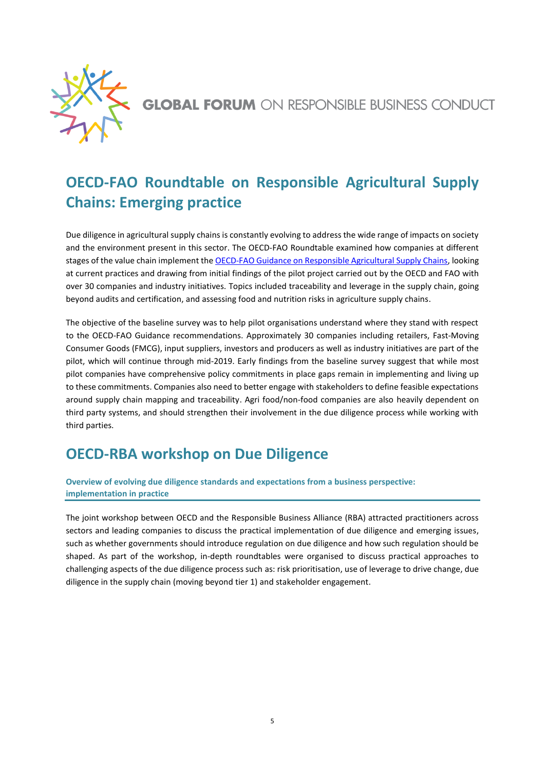# OECD-FAO Roundtable on Responsible Agricultural Supply Chains: Emerging practice

Due diligence in agricultural supply chains is constantly evolving to address the wide range of impacts on society and the environment present in this sector. The OECD-FAO Roundtable examined how companies at different stages of the value chain implement the [OECD-FAO Guidance on Responsible Agricultural Supply Chains](), looking at current practices and drawing from initial findings of the pilot project carried out by the OECD and FAO with over 30 companies and industry initiatives. Topics included traceability and leverage in the supply chain, going beyond audits and certification, and assessing food and nutrition risks in agriculture supply chains.

The objective of the baseline survey was to help pilot organisations understand where they stand with respect to the OECD-FAO Guidance recommendations. Approximately 30 companies including retailers, Fast-Moving Consumer Goods (FMCG), input suppliers, investors and producers as well as industry initiatives are part of the pilot, which will continue through mid-2019. Early findings from the baseline survey suggest that while most pilot companies have comprehensive policy commitments in place gaps remain in implementing and living up to these commitments. Companies also need to better engage with stakeholders to define feasible expectations around supply chain mapping and traceability. Agri food/non-food companies are also heavily dependent on third party systems, and should strengthen their involvement in the due diligence process while working with third parties.

# OECD-RBA workshop on Due Diligence

### Overview of evolving due diligence standards and expectations from a business perspective: implementation in practice

The joint workshop between OECD and the Responsible Business Alliance (RBA) attracted practitioners across sectors and leading companies to discuss the practical implementation of due diligence and emerging issues, such as whether governments should introduce regulation on due diligence and how such regulation should be shaped. As part of the workshop, in-depth roundtables were organised to discuss practical approaches to challenging aspects of the due diligence process such as: risk prioritisation, use of leverage to drive change, due diligence in the supply chain (moving beyond tier 1) and stakeholder engagement.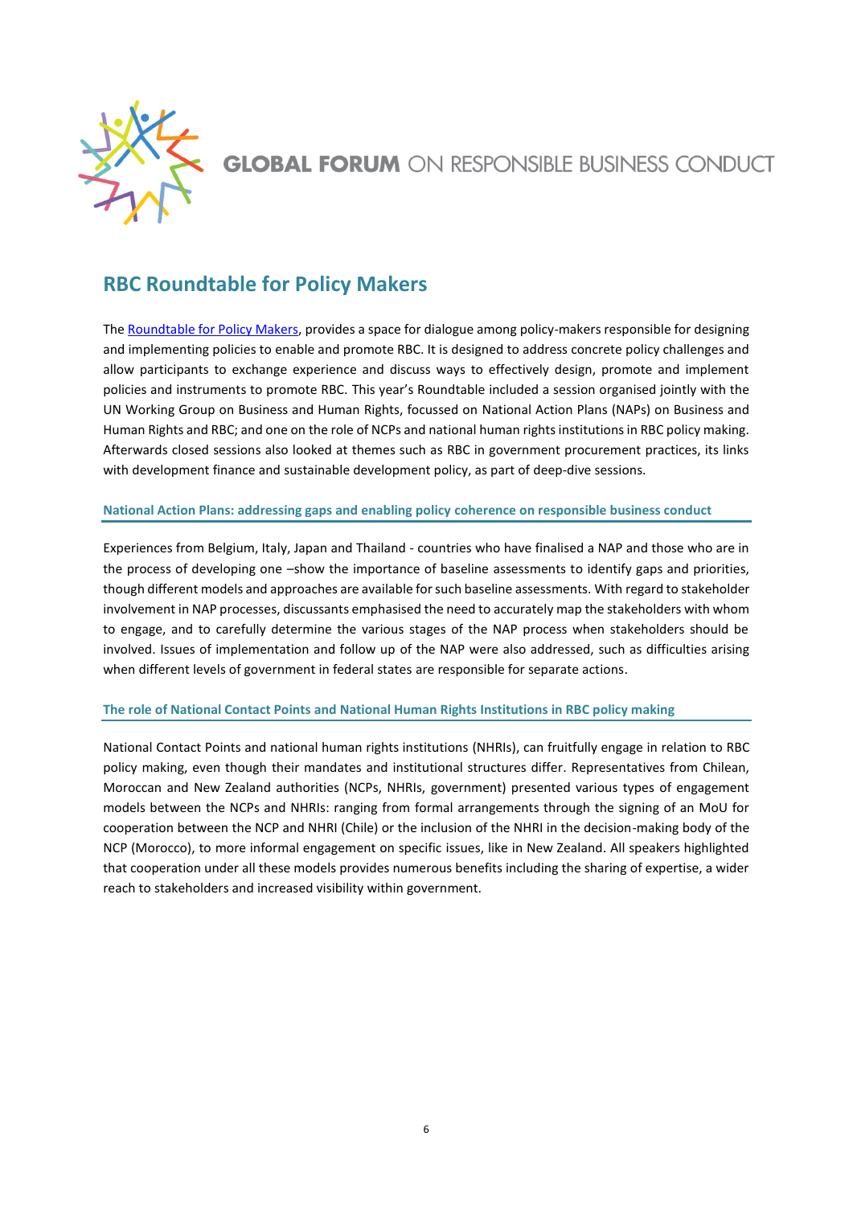# RBC Roundtable for Policy Makers

The [Roundtable for Policy Makers](), provides a space for dialogue among policy-makers responsible for designing and implementing policies to enable and promote RBC. It is designed to address concrete policy challenges and allow participants to exchange experience and discuss ways to effectively design, promote and implement policies and instruments to promote RBC. This year's Roundtable included a session organised jointly with the UN Working Group on Business and Human Rights, focussed on National Action Plans (NAPs) on Business and Human Rights and RBC; and one on the role of NCPs and national human rights institutions in RBC policy making. Afterwards closed sessions also looked at themes such as RBC in government procurement practices, its links with development finance and sustainable development policy, as part of deep-dive sessions.

#### National Action Plans: addressing gaps and enabling policy coherence on responsible business conduct

Experiences from Belgium, Italy, Japan and Thailand - countries who have finalised a NAP and those who are in the process of developing one –show the importance of baseline assessments to identify gaps and priorities, though different models and approaches are available for such baseline assessments. With regard to stakeholder involvement in NAP processes, discussants emphasised the need to accurately map the stakeholders with whom to engage, and to carefully determine the various stages of the NAP process when stakeholders should be involved. Issues of implementation and follow up of the NAP were also addressed, such as difficulties arising when different levels of government in federal states are responsible for separate actions.

#### The role of National Contact Points and National Human Rights Institutions in RBC policy making

National Contact Points and national human rights institutions (NHRIs), can fruitfully engage in relation to RBC policy making, even though their mandates and institutional structures differ. Representatives from Chilean, Moroccan and New Zealand authorities (NCPs, NHRIs, government) presented various types of engagement models between the NCPs and NHRIs: ranging from formal arrangements through the signing of an MoU for cooperation between the NCP and NHRI (Chile) or the inclusion of the NHRI in the decision-making body of the NCP (Morocco), to more informal engagement on specific issues, like in New Zealand. All speakers highlighted that cooperation under all these models provides numerous benefits including the sharing of expertise, a wider reach to stakeholders and increased visibility within government.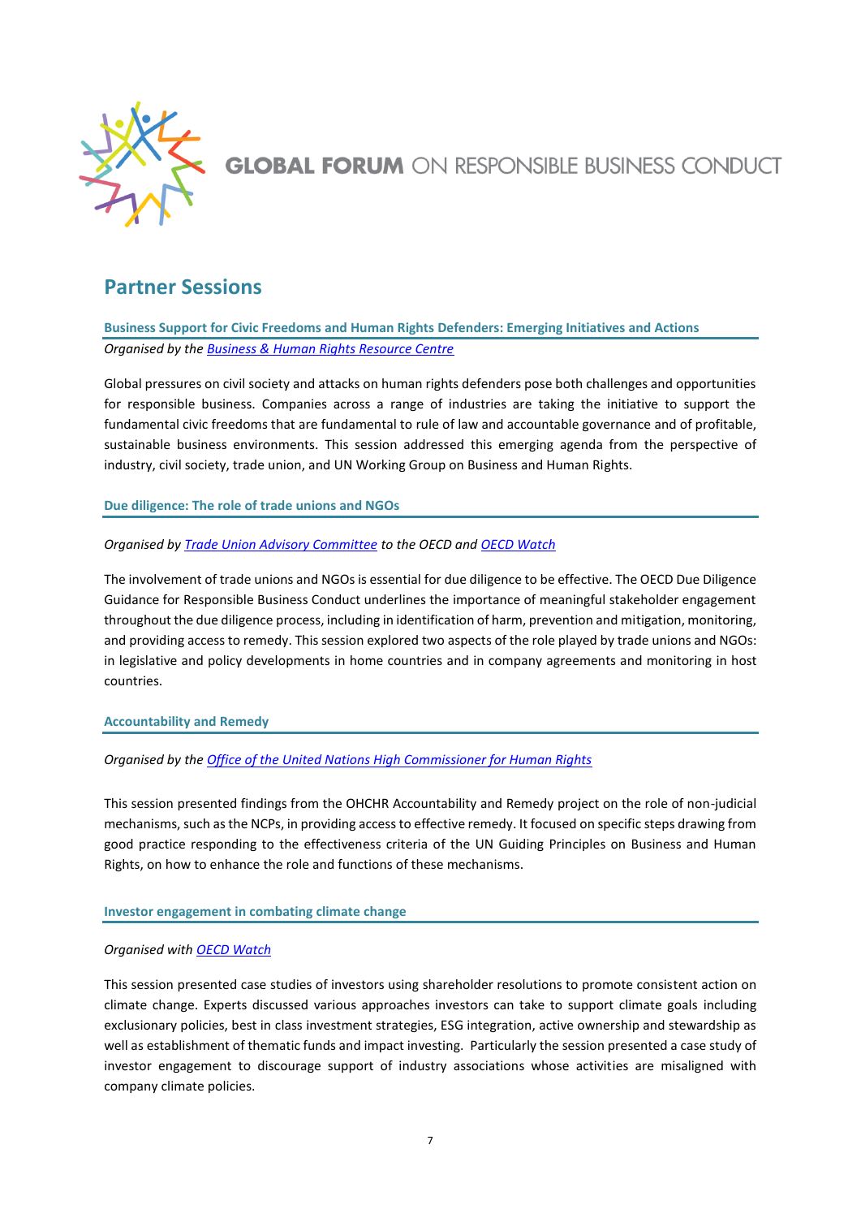# GLOBAL FORUM ON RESPONSIBLE BUSINESS CONDUCT

## Partner Sessions

### Business Support for Civic Freedoms and Human Rights Defenders: Emerging Initiatives and Actions

*Organised by the Business & Human Rights Resource Centre*

Global pressures on civil society and attacks on human rights defenders pose both challenges and opportunities for responsible business. Companies across a range of industries are taking the initiative to support the fundamental civic freedoms that are fundamental to rule of law and accountable governance and of profitable, sustainable business environments. This session addressed this emerging agenda from the perspective of industry, civil society, trade union, and UN Working Group on Business and Human Rights.

### Due diligence: The role of trade unions and NGOs

*Organised by Trade Union Advisory Committee to the OECD and OECD Watch*

The involvement of trade unions and NGOs is essential for due diligence to be effective. The OECD Due Diligence Guidance for Responsible Business Conduct underlines the importance of meaningful stakeholder engagement throughout the due diligence process, including in identification of harm, prevention and mitigation, monitoring, and providing access to remedy. This session explored two aspects of the role played by trade unions and NGOs: in legislative and policy developments in home countries and in company agreements and monitoring in host countries.

### Accountability and Remedy

*Organised by the Office of the United Nations High Commissioner for Human Rights*

This session presented findings from the OHCHR Accountability and Remedy project on the role of non-judicial mechanisms, such as the NCPs, in providing access to effective remedy. It focused on specific steps drawing from good practice responding to the effectiveness criteria of the UN Guiding Principles on Business and Human Rights, on how to enhance the role and functions of these mechanisms.

### Investor engagement in combating climate change

*Organised with OECD Watch*

This session presented case studies of investors using shareholder resolutions to promote consistent action on climate change. Experts discussed various approaches investors can take to support climate goals including exclusionary policies, best in class investment strategies, ESG integration, active ownership and stewardship as well as establishment of thematic funds and impact investing. Particularly the session presented a case study of investor engagement to discourage support of industry associations whose activities are misaligned with company climate policies.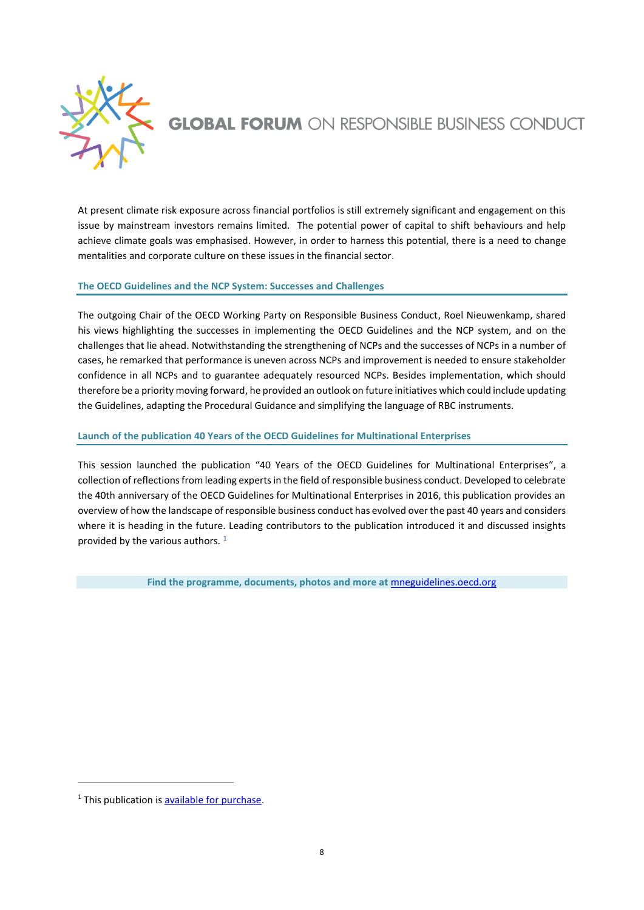At present climate risk exposure across financial portfolios is still extremely significant and engagement on this issue by mainstream investors remains limited. The potential power of capital to shift behaviours and help achieve climate goals was emphasised. However, in order to harness this potential, there is a need to change mentalities and corporate culture on these issues in the financial sector.

### The OECD Guidelines and the NCP System: Successes and Challenges

The outgoing Chair of the OECD Working Party on Responsible Business Conduct, Roel Nieuwenkamp, shared his views highlighting the successes in implementing the OECD Guidelines and the NCP system, and on the challenges that lie ahead. Notwithstanding the strengthening of NCPs and the successes of NCPs in a number of cases, he remarked that performance is uneven across NCPs and improvement is needed to ensure stakeholder confidence in all NCPs and to guarantee adequately resourced NCPs. Besides implementation, which should therefore be a priority moving forward, he provided an outlook on future initiatives which could include updating the Guidelines, adapting the Procedural Guidance and simplifying the language of RBC instruments.

### Launch of the publication 40 Years of the OECD Guidelines for Multinational Enterprises

This session launched the publication "40 Years of the OECD Guidelines for Multinational Enterprises", a collection of reflections from leading experts in the field of responsible business conduct. Developed to celebrate the 40th anniversary of the OECD Guidelines for Multinational Enterprises in 2016, this publication provides an overview of how the landscape of responsible business conduct has evolved over the past 40 years and considers where it is heading in the future. Leading contributors to the publication introduced it and discussed insights provided by the various authors. [1]

**Find the programme, documents, photos and more at mneguidelines.oecd.org**

[1] This publication is available for purchase.